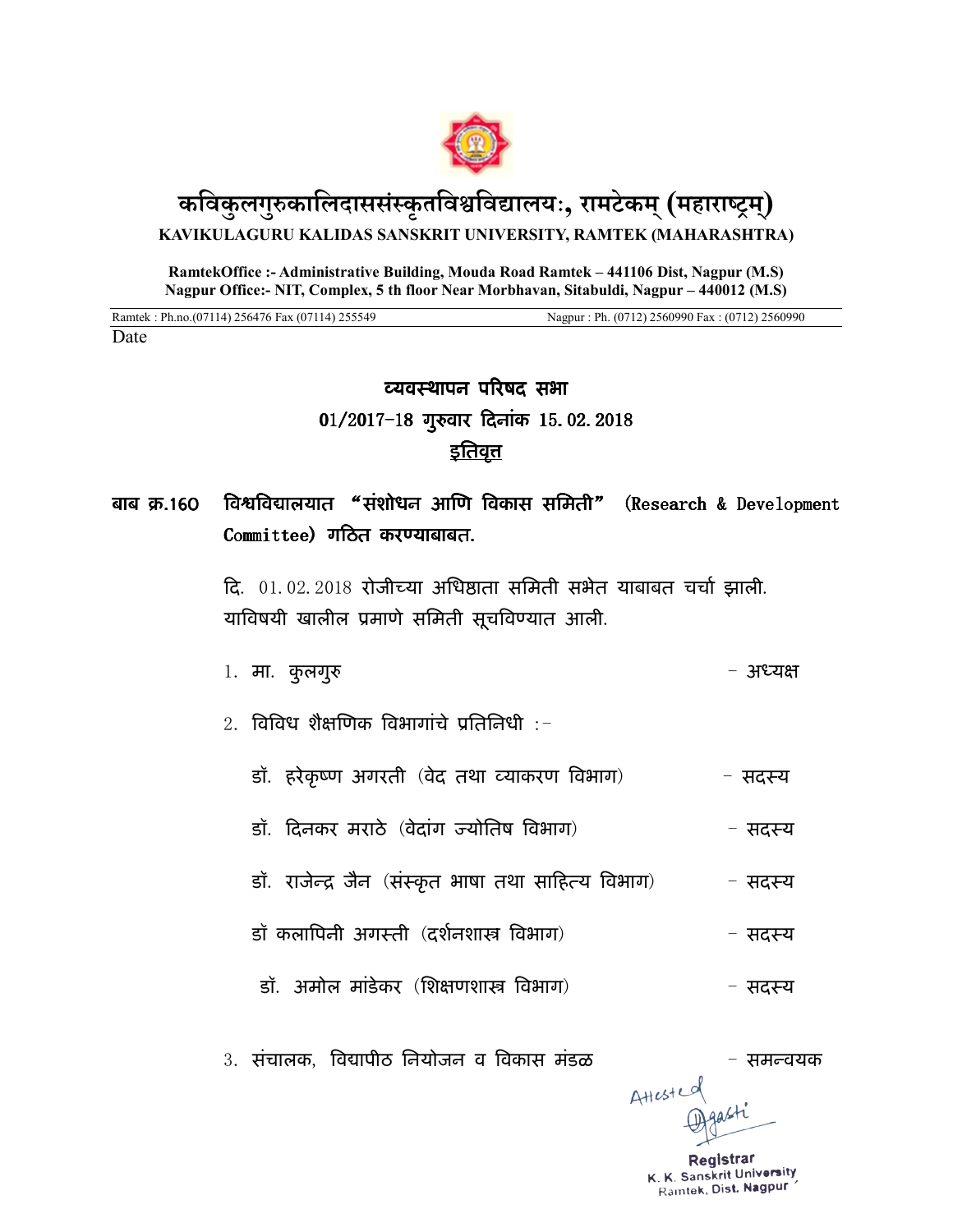# कविकुलगुरुकालिदाससंस्कृतविश्वविद्यालयः, रामटेकम् (महाराष्ट्रम्)

**KAVIKULAGURU KALIDAS SANSKRIT UNIVERSITY, RAMTEK (MAHARASHTRA)**

**RamtekOffice :- Administrative Building, Mouda Road Ramtek – 441106 Dist, Nagpur (M.S)**
**Nagpur Office:- NIT, Complex, 5 th floor Near Morbhavan, Sitabuldi, Nagpur – 440012 (M.S)**

Ramtek : Ph.no.(07114) 256476 Fax (07114) 255549 — Nagpur : Ph. (0712) 2560990 Fax : (0712) 2560990

Date

## व्यवस्थापन परिषद सभा
## 01/2017-18 गुरुवार दिनांक 15.02.2018
## <u>इतिवृत्त</u>

**बाब क्र.160 विश्वविद्यालयात "संशोधन आणि विकास समिती" (Research & Development Committee) गठित करण्याबाबत.**

दि. 01.02.2018 रोजीच्या अधिष्ठाता समिती सभेत याबाबत चर्चा झाली. याविषयी खालील प्रमाणे समिती सूचविण्यात आली.

1. मा. कुलगुरु – अध्यक्ष
2. विविध शैक्षणिक विभागांचे प्रतिनिधी :-
   - डॉ. हरेकृष्ण अगरती (वेद तथा व्याकरण विभाग) – सदस्य
   - डॉ. दिनकर मराठे (वेदांग ज्योतिष विभाग) – सदस्य
   - डॉ. राजेन्द्र जैन (संस्कृत भाषा तथा साहित्य विभाग) – सदस्य
   - डॉ कलापिनी अगस्ती (दर्शनशास्त्र विभाग) – सदस्य
   - डॉ. अमोल मांडेकर (शिक्षणशास्त्र विभाग) – सदस्य
3. संचालक, विद्यापीठ नियोजन व विकास मंडळ – समन्वयक

Attested

Registrar
K. K. Sanskrit University
Ramtek, Dist. Nagpur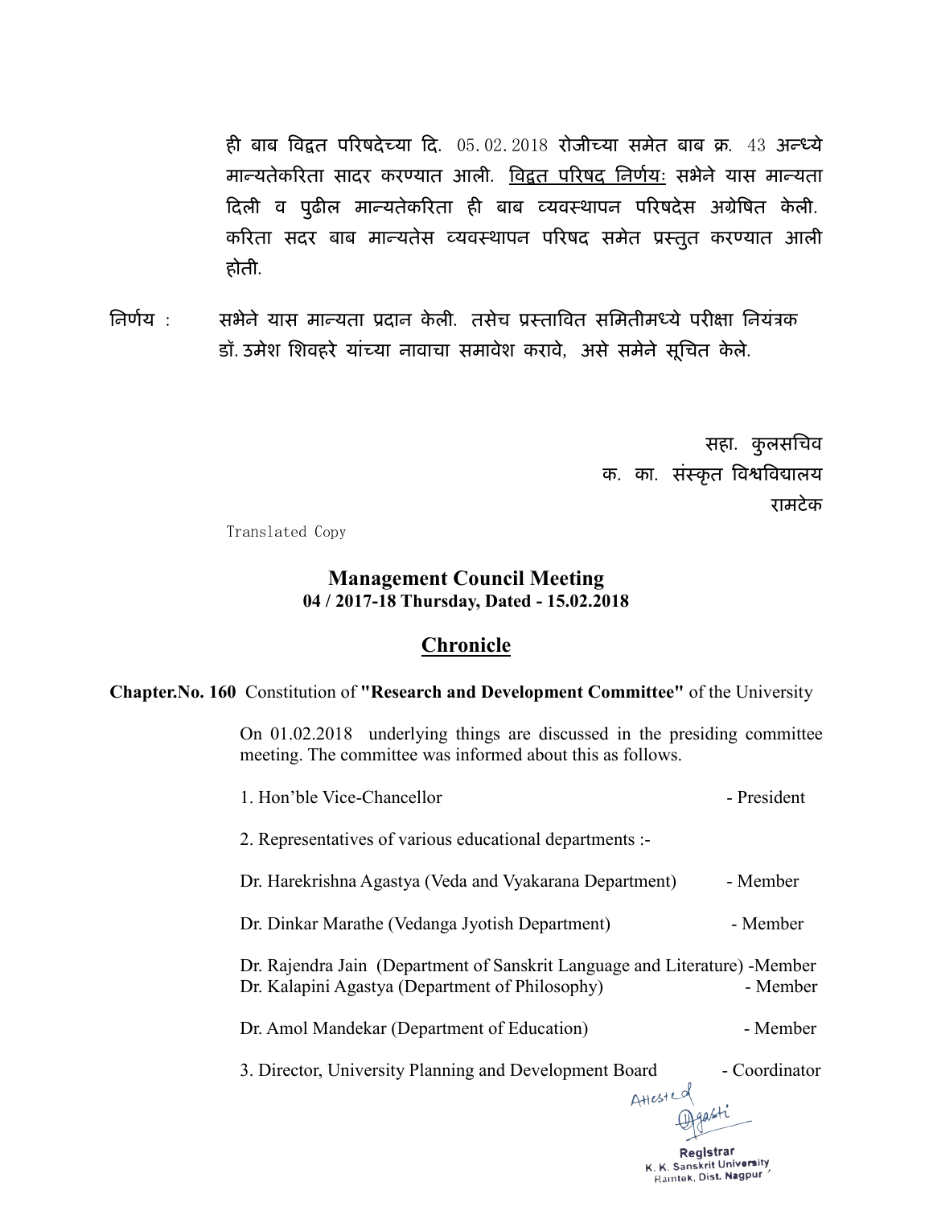ही बाब विद्वत परिषदेच्या दि. 05.02.2018 रोजीच्या समेत बाब क्र. 43 अन्ध्ये मान्यतेकरिता सादर करण्यात आली. विद्वत परिषद निर्णयः सभेने यास मान्यता दिली व पुढील मान्यतेकरिता ही बाब व्यवस्थापन परिषदेस अग्रेषित केली. करिता सदर बाब मान्यतेस व्यवस्थापन परिषद समेत प्रस्तुत करण्यात आली होती.

निर्णय : सभेने यास मान्यता प्रदान केली. तसेच प्रस्तावित समितीमध्ये परीक्षा नियंत्रक डॉ. उमेश शिवहरे यांच्या नावाचा समावेश करावे, असे समेने सूचित केले.

सहा. कुलसचिव
क. का. संस्कृत विश्वविद्यालय
रामटेक

Translated Copy

## Management Council Meeting
**04 / 2017-18 Thursday, Dated - 15.02.2018**

## Chronicle

**Chapter.No. 160** Constitution of **"Research and Development Committee"** of the University

On 01.02.2018 underlying things are discussed in the presiding committee meeting. The committee was informed about this as follows.

1. Hon'ble Vice-Chancellor - President

2. Representatives of various educational departments :-

Dr. Harekrishna Agastya (Veda and Vyakarana Department) - Member

Dr. Dinkar Marathe (Vedanga Jyotish Department) - Member

Dr. Rajendra Jain (Department of Sanskrit Language and Literature) -Member

Dr. Kalapini Agastya (Department of Philosophy) - Member

Dr. Amol Mandekar (Department of Education) - Member

3. Director, University Planning and Development Board - Coordinator

Attested

Registrar
K. K. Sanskrit University
Ramtek, Dist. Nagpur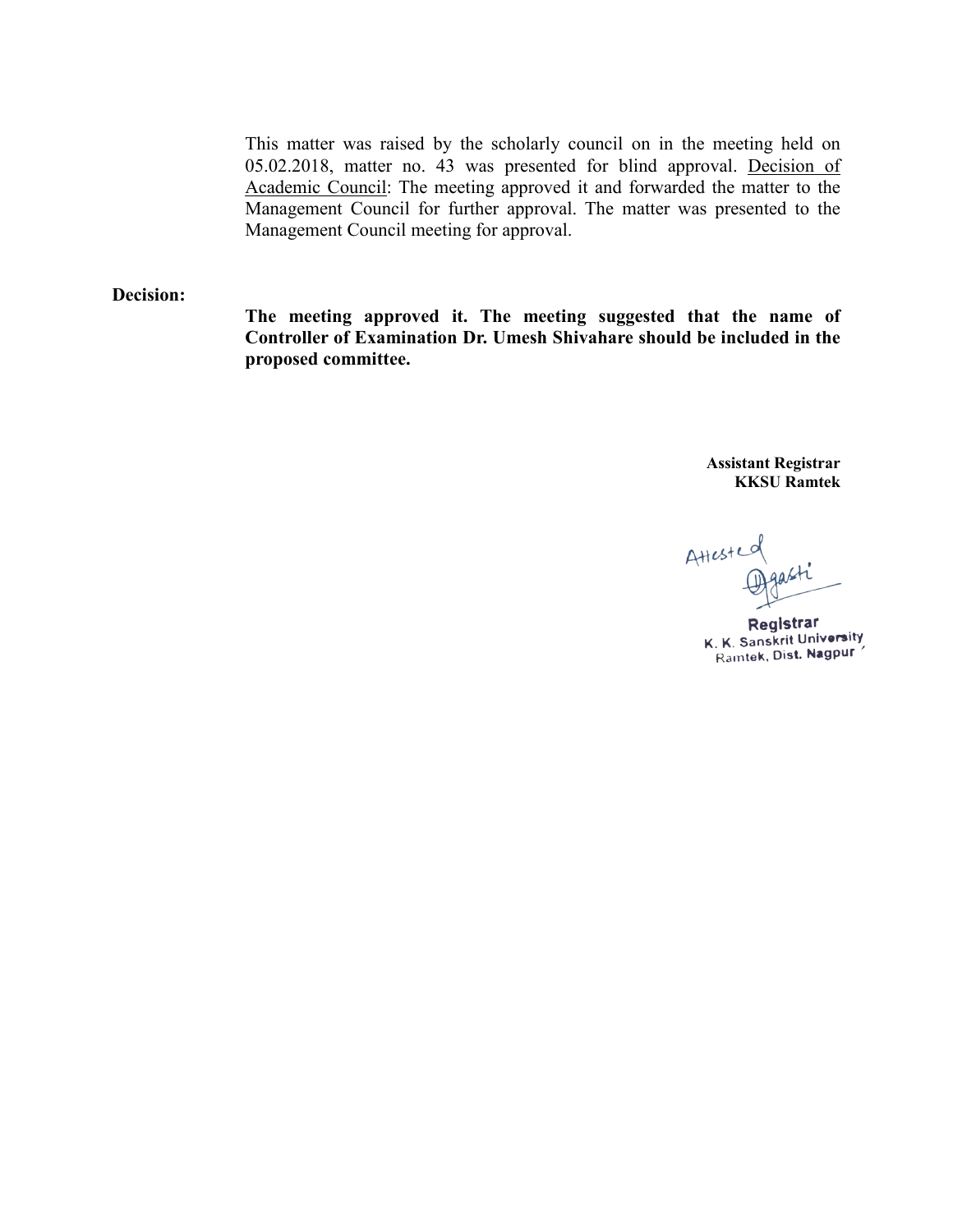This matter was raised by the scholarly council on in the meeting held on 05.02.2018, matter no. 43 was presented for blind approval. Decision of Academic Council: The meeting approved it and forwarded the matter to the Management Council for further approval. The matter was presented to the Management Council meeting for approval.

**Decision:**

**The meeting approved it. The meeting suggested that the name of Controller of Examination Dr. Umesh Shivahare should be included in the proposed committee.**

**Assistant Registrar**
**KKSU Ramtek**

Attested

Registrar
K. K. Sanskrit University
Ramtek, Dist. Nagpur